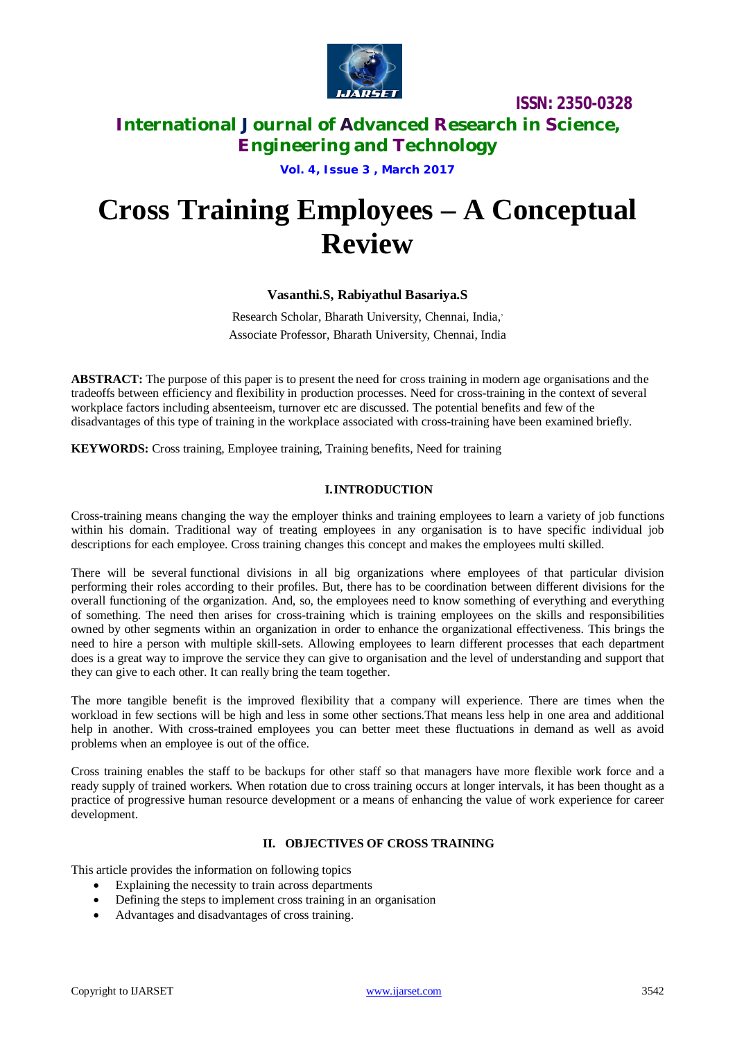# Cross Training Employees – A Conceptual Review

**Vasanthi.S, Rabiyathul Basariya.S**

Research Scholar, Bharath University, Chennai, India,

Associate Professor, Bharath University, Chennai, India

**ABSTRACT:** The purpose of this paper is to present the need for cross training in modern age organisations and the tradeoffs between efficiency and flexibility in production processes. Need for cross-training in the context of several workplace factors including absenteeism, turnover etc are discussed. The potential benefits and few of the disadvantages of this type of training in the workplace associated with cross-training have been examined briefly.

**KEYWORDS:** Cross training, Employee training, Training benefits, Need for training

## I. INTRODUCTION

Cross-training means changing the way the employer thinks and training employees to learn a variety of job functions within his domain. Traditional way of treating employees in any organisation is to have specific individual job descriptions for each employee. Cross training changes this concept and makes the employees multi skilled.

There will be several functional divisions in all big organizations where employees of that particular division performing their roles according to their profiles. But, there has to be coordination between different divisions for the overall functioning of the organization. And, so, the employees need to know something of everything and everything of something. The need then arises for cross-training which is training employees on the skills and responsibilities owned by other segments within an organization in order to enhance the organizational effectiveness. This brings the need to hire a person with multiple skill-sets. Allowing employees to learn different processes that each department does is a great way to improve the service they can give to organisation and the level of understanding and support that they can give to each other. It can really bring the team together.

The more tangible benefit is the improved flexibility that a company will experience. There are times when the workload in few sections will be high and less in some other sections.That means less help in one area and additional help in another. With cross-trained employees you can better meet these fluctuations in demand as well as avoid problems when an employee is out of the office.

Cross training enables the staff to be backups for other staff so that managers have more flexible work force and a ready supply of trained workers. When rotation due to cross training occurs at longer intervals, it has been thought as a practice of progressive human resource development or a means of enhancing the value of work experience for career development.

## II. OBJECTIVES OF CROSS TRAINING

This article provides the information on following topics

- Explaining the necessity to train across departments
- Defining the steps to implement cross training in an organisation
- Advantages and disadvantages of cross training.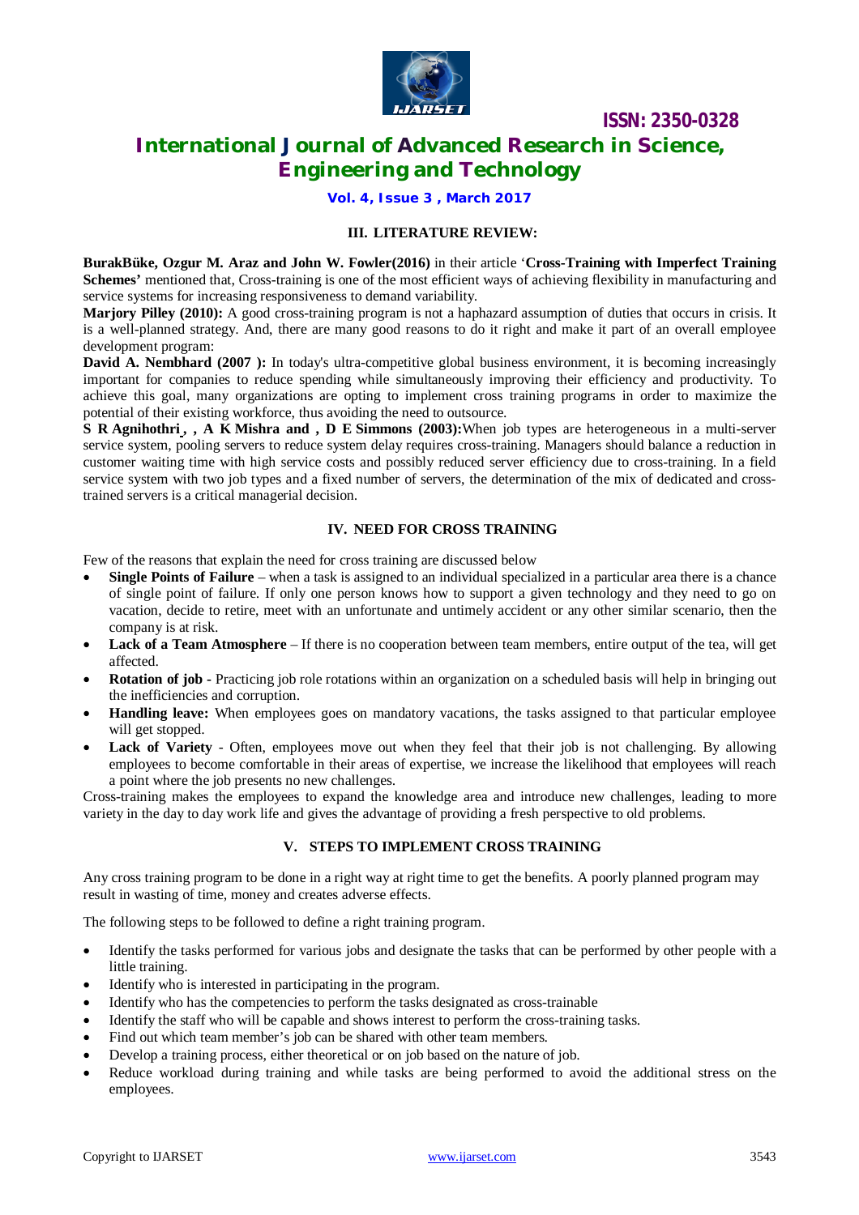## III. LITERATURE REVIEW:

**BurakBüke, Ozgur M. Araz and John W. Fowler(2016)** in their article '**Cross-Training with Imperfect Training Schemes'** mentioned that, Cross-training is one of the most efficient ways of achieving flexibility in manufacturing and service systems for increasing responsiveness to demand variability.

**Marjory Pilley (2010):** A good cross-training program is not a haphazard assumption of duties that occurs in crisis. It is a well-planned strategy. And, there are many good reasons to do it right and make it part of an overall employee development program:

**David A. Nembhard (2007 ):** In today's ultra-competitive global business environment, it is becoming increasingly important for companies to reduce spending while simultaneously improving their efficiency and productivity. To achieve this goal, many organizations are opting to implement cross training programs in order to maximize the potential of their existing workforce, thus avoiding the need to outsource.

**S R Agnihothri , , A K Mishra and , D E Simmons (2003):**When job types are heterogeneous in a multi-server service system, pooling servers to reduce system delay requires cross-training. Managers should balance a reduction in customer waiting time with high service costs and possibly reduced server efficiency due to cross-training. In a field service system with two job types and a fixed number of servers, the determination of the mix of dedicated and cross-trained servers is a critical managerial decision.

## IV. NEED FOR CROSS TRAINING

Few of the reasons that explain the need for cross training are discussed below

- **Single Points of Failure** – when a task is assigned to an individual specialized in a particular area there is a chance of single point of failure. If only one person knows how to support a given technology and they need to go on vacation, decide to retire, meet with an unfortunate and untimely accident or any other similar scenario, then the company is at risk.
- **Lack of a Team Atmosphere** – If there is no cooperation between team members, entire output of the tea, will get affected.
- **Rotation of job** - Practicing job role rotations within an organization on a scheduled basis will help in bringing out the inefficiencies and corruption.
- **Handling leave:** When employees goes on mandatory vacations, the tasks assigned to that particular employee will get stopped.
- **Lack of Variety** - Often, employees move out when they feel that their job is not challenging. By allowing employees to become comfortable in their areas of expertise, we increase the likelihood that employees will reach a point where the job presents no new challenges.

Cross-training makes the employees to expand the knowledge area and introduce new challenges, leading to more variety in the day to day work life and gives the advantage of providing a fresh perspective to old problems.

## V. STEPS TO IMPLEMENT CROSS TRAINING

Any cross training program to be done in a right way at right time to get the benefits. A poorly planned program may result in wasting of time, money and creates adverse effects.

The following steps to be followed to define a right training program.

- Identify the tasks performed for various jobs and designate the tasks that can be performed by other people with a little training.
- Identify who is interested in participating in the program.
- Identify who has the competencies to perform the tasks designated as cross-trainable
- Identify the staff who will be capable and shows interest to perform the cross-training tasks.
- Find out which team member's job can be shared with other team members.
- Develop a training process, either theoretical or on job based on the nature of job.
- Reduce workload during training and while tasks are being performed to avoid the additional stress on the employees.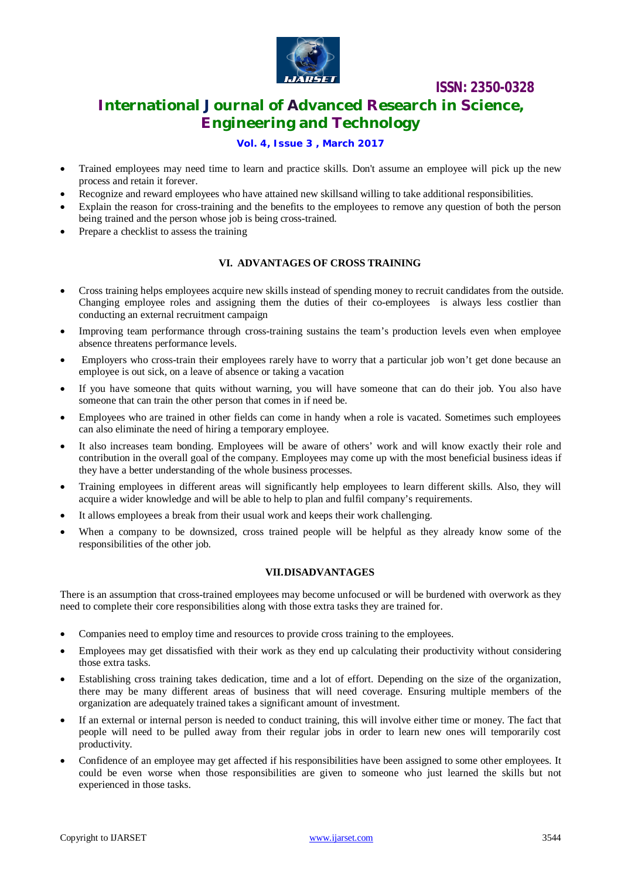- Trained employees may need time to learn and practice skills. Don't assume an employee will pick up the new process and retain it forever.
- Recognize and reward employees who have attained new skillsand willing to take additional responsibilities.
- Explain the reason for cross-training and the benefits to the employees to remove any question of both the person being trained and the person whose job is being cross-trained.
- Prepare a checklist to assess the training

## VI. ADVANTAGES OF CROSS TRAINING

- Cross training helps employees acquire new skills instead of spending money to recruit candidates from the outside. Changing employee roles and assigning them the duties of their co-employees is always less costlier than conducting an external recruitment campaign
- Improving team performance through cross-training sustains the team's production levels even when employee absence threatens performance levels.
- Employers who cross-train their employees rarely have to worry that a particular job won't get done because an employee is out sick, on a leave of absence or taking a vacation
- If you have someone that quits without warning, you will have someone that can do their job. You also have someone that can train the other person that comes in if need be.
- Employees who are trained in other fields can come in handy when a role is vacated. Sometimes such employees can also eliminate the need of hiring a temporary employee.
- It also increases team bonding. Employees will be aware of others' work and will know exactly their role and contribution in the overall goal of the company. Employees may come up with the most beneficial business ideas if they have a better understanding of the whole business processes.
- Training employees in different areas will significantly help employees to learn different skills. Also, they will acquire a wider knowledge and will be able to help to plan and fulfil company's requirements.
- It allows employees a break from their usual work and keeps their work challenging.
- When a company to be downsized, cross trained people will be helpful as they already know some of the responsibilities of the other job.

## VII.DISADVANTAGES

There is an assumption that cross-trained employees may become unfocused or will be burdened with overwork as they need to complete their core responsibilities along with those extra tasks they are trained for.

- Companies need to employ time and resources to provide cross training to the employees.
- Employees may get dissatisfied with their work as they end up calculating their productivity without considering those extra tasks.
- Establishing cross training takes dedication, time and a lot of effort. Depending on the size of the organization, there may be many different areas of business that will need coverage. Ensuring multiple members of the organization are adequately trained takes a significant amount of investment.
- If an external or internal person is needed to conduct training, this will involve either time or money. The fact that people will need to be pulled away from their regular jobs in order to learn new ones will temporarily cost productivity.
- Confidence of an employee may get affected if his responsibilities have been assigned to some other employees. It could be even worse when those responsibilities are given to someone who just learned the skills but not experienced in those tasks.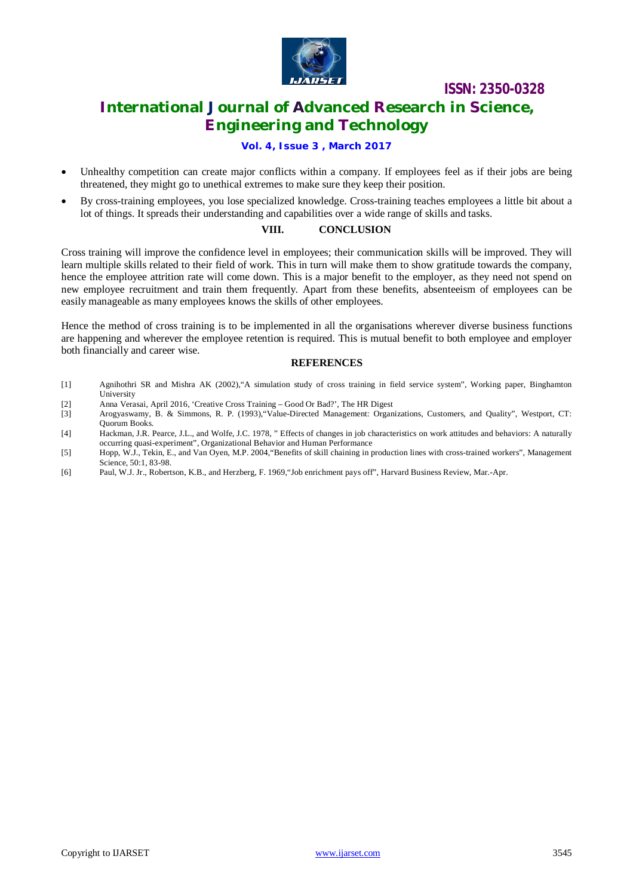- Unhealthy competition can create major conflicts within a company. If employees feel as if their jobs are being threatened, they might go to unethical extremes to make sure they keep their position.
- By cross-training employees, you lose specialized knowledge. Cross-training teaches employees a little bit about a lot of things. It spreads their understanding and capabilities over a wide range of skills and tasks.

## VIII. CONCLUSION

Cross training will improve the confidence level in employees; their communication skills will be improved. They will learn multiple skills related to their field of work. This in turn will make them to show gratitude towards the company, hence the employee attrition rate will come down. This is a major benefit to the employer, as they need not spend on new employee recruitment and train them frequently. Apart from these benefits, absenteeism of employees can be easily manageable as many employees knows the skills of other employees.

Hence the method of cross training is to be implemented in all the organisations wherever diverse business functions are happening and wherever the employee retention is required. This is mutual benefit to both employee and employer both financially and career wise.

## REFERENCES

[1] Agnihothri SR and Mishra AK (2002),"A simulation study of cross training in field service system", Working paper, Binghamton University

[2] Anna Verasai, April 2016, 'Creative Cross Training – Good Or Bad?', The HR Digest

[3] Arogyaswamy, B. & Simmons, R. P. (1993),"Value-Directed Management: Organizations, Customers, and Quality", Westport, CT: Quorum Books.

[4] Hackman, J.R. Pearce, J.L., and Wolfe, J.C. 1978, " Effects of changes in job characteristics on work attitudes and behaviors: A naturally occurring quasi-experiment", Organizational Behavior and Human Performance

[5] Hopp, W.J., Tekin, E., and Van Oyen, M.P. 2004,"Benefits of skill chaining in production lines with cross-trained workers", Management Science, 50:1, 83-98.

[6] Paul, W.J. Jr., Robertson, K.B., and Herzberg, F. 1969,"Job enrichment pays off", Harvard Business Review, Mar.-Apr.